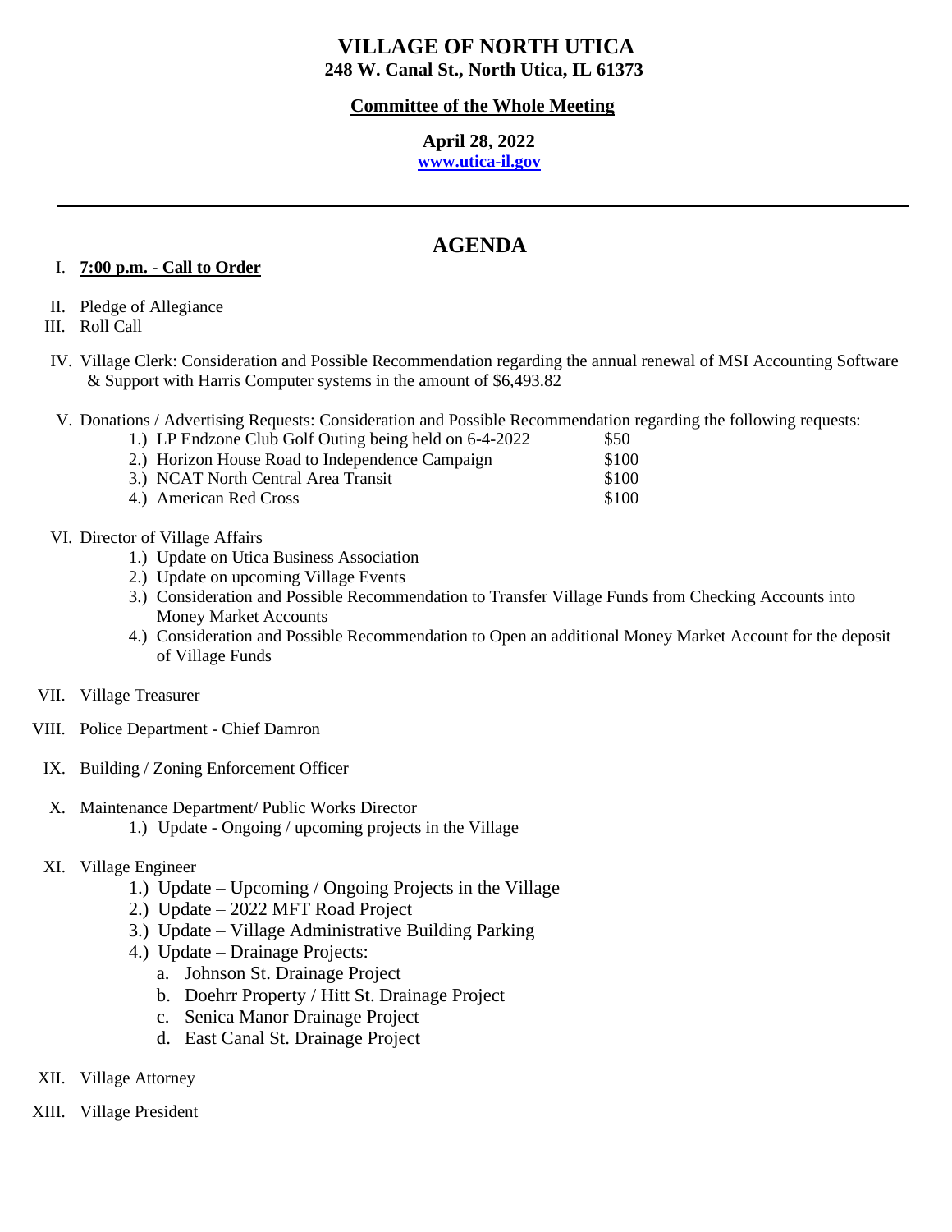# VILLAGE OF NORTH UTICA

**248 W. Canal St., North Utica, IL 61373**

**Committee of the Whole Meeting**

**April 28, 2022**

**www.utica-il.gov**

---

## AGENDA

I. **7:00 p.m. - Call to Order**

II. Pledge of Allegiance

III. Roll Call

IV. Village Clerk: Consideration and Possible Recommendation regarding the annual renewal of MSI Accounting Software & Support with Harris Computer systems in the amount of $6,493.82

V. Donations / Advertising Requests: Consideration and Possible Recommendation regarding the following requests:

| | |
|---|---|
| 1.) LP Endzone Club Golf Outing being held on 6-4-2022 | $50 |
| 2.) Horizon House Road to Independence Campaign | $100 |
| 3.) NCAT North Central Area Transit | $100 |
| 4.) American Red Cross | $100 |

VI. Director of Village Affairs
   1.) Update on Utica Business Association
   2.) Update on upcoming Village Events
   3.) Consideration and Possible Recommendation to Transfer Village Funds from Checking Accounts into Money Market Accounts
   4.) Consideration and Possible Recommendation to Open an additional Money Market Account for the deposit of Village Funds

VII. Village Treasurer

VIII. Police Department - Chief Damron

IX. Building / Zoning Enforcement Officer

X. Maintenance Department/ Public Works Director
   1.) Update - Ongoing / upcoming projects in the Village

XI. Village Engineer
   1.) Update – Upcoming / Ongoing Projects in the Village
   2.) Update – 2022 MFT Road Project
   3.) Update – Village Administrative Building Parking
   4.) Update – Drainage Projects:
      a. Johnson St. Drainage Project
      b. Doehrr Property / Hitt St. Drainage Project
      c. Senica Manor Drainage Project
      d. East Canal St. Drainage Project

XII. Village Attorney

XIII. Village President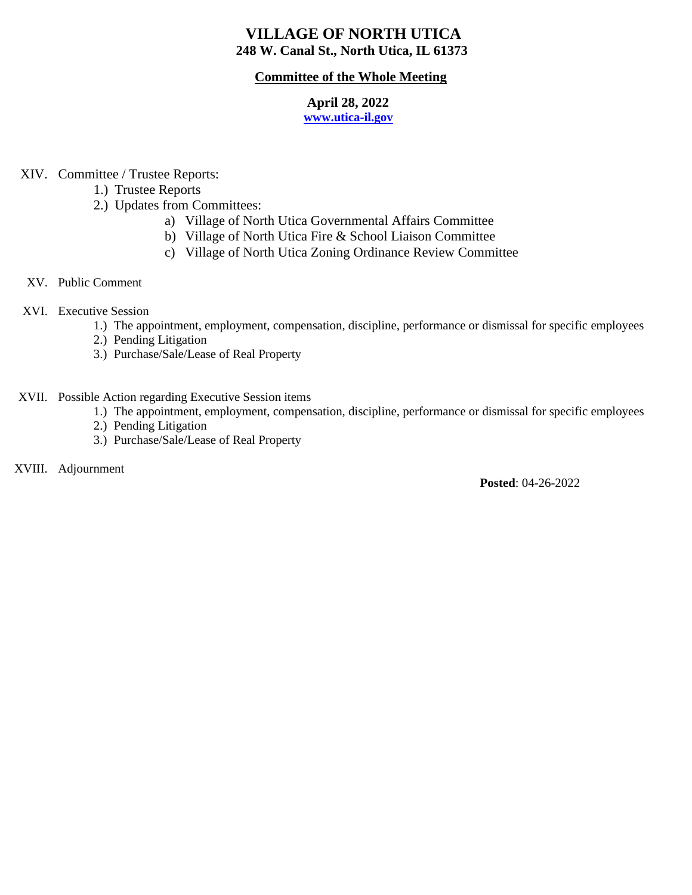# VILLAGE OF NORTH UTICA

**248 W. Canal St., North Utica, IL 61373**

**Committee of the Whole Meeting**

**April 28, 2022**

**www.utica-il.gov**

XIV. Committee / Trustee Reports:
   1.) Trustee Reports
   2.) Updates from Committees:
      a) Village of North Utica Governmental Affairs Committee
      b) Village of North Utica Fire & School Liaison Committee
      c) Village of North Utica Zoning Ordinance Review Committee

XV. Public Comment

XVI. Executive Session
   1.) The appointment, employment, compensation, discipline, performance or dismissal for specific employees
   2.) Pending Litigation
   3.) Purchase/Sale/Lease of Real Property

XVII. Possible Action regarding Executive Session items
   1.) The appointment, employment, compensation, discipline, performance or dismissal for specific employees
   2.) Pending Litigation
   3.) Purchase/Sale/Lease of Real Property

XVIII. Adjournment

**Posted**: 04-26-2022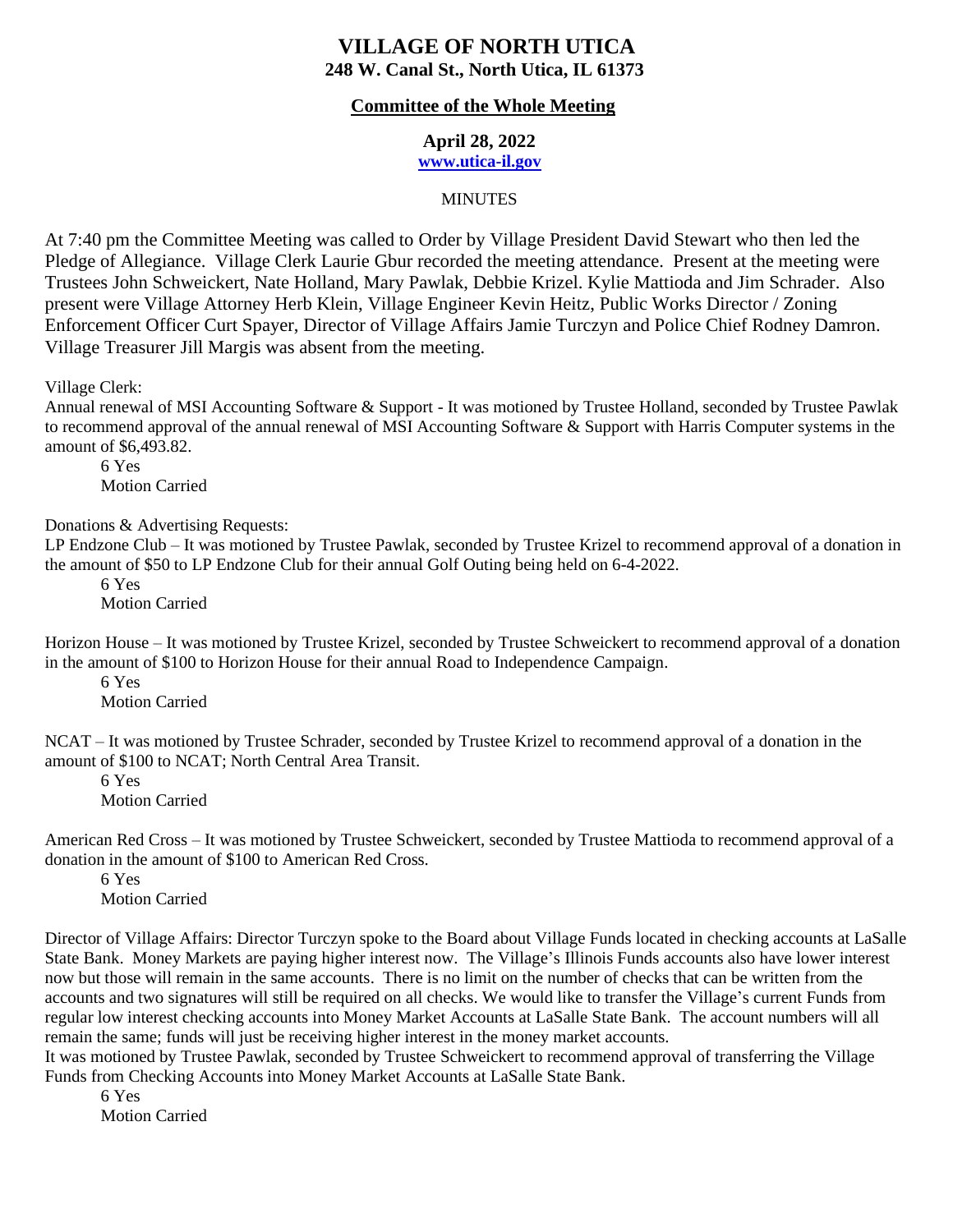# VILLAGE OF NORTH UTICA
**248 W. Canal St., North Utica, IL 61373**

## Committee of the Whole Meeting

**April 28, 2022**
**www.utica-il.gov**

MINUTES

At 7:40 pm the Committee Meeting was called to Order by Village President David Stewart who then led the Pledge of Allegiance. Village Clerk Laurie Gbur recorded the meeting attendance. Present at the meeting were Trustees John Schweickert, Nate Holland, Mary Pawlak, Debbie Krizel. Kylie Mattioda and Jim Schrader. Also present were Village Attorney Herb Klein, Village Engineer Kevin Heitz, Public Works Director / Zoning Enforcement Officer Curt Spayer, Director of Village Affairs Jamie Turczyn and Police Chief Rodney Damron. Village Treasurer Jill Margis was absent from the meeting.

Village Clerk:
Annual renewal of MSI Accounting Software & Support - It was motioned by Trustee Holland, seconded by Trustee Pawlak to recommend approval of the annual renewal of MSI Accounting Software & Support with Harris Computer systems in the amount of $6,493.82.

6 Yes
Motion Carried

Donations & Advertising Requests:
LP Endzone Club – It was motioned by Trustee Pawlak, seconded by Trustee Krizel to recommend approval of a donation in the amount of $50 to LP Endzone Club for their annual Golf Outing being held on 6-4-2022.

6 Yes
Motion Carried

Horizon House – It was motioned by Trustee Krizel, seconded by Trustee Schweickert to recommend approval of a donation in the amount of $100 to Horizon House for their annual Road to Independence Campaign.

6 Yes
Motion Carried

NCAT – It was motioned by Trustee Schrader, seconded by Trustee Krizel to recommend approval of a donation in the amount of $100 to NCAT; North Central Area Transit.

6 Yes
Motion Carried

American Red Cross – It was motioned by Trustee Schweickert, seconded by Trustee Mattioda to recommend approval of a donation in the amount of $100 to American Red Cross.

6 Yes
Motion Carried

Director of Village Affairs: Director Turczyn spoke to the Board about Village Funds located in checking accounts at LaSalle State Bank. Money Markets are paying higher interest now. The Village's Illinois Funds accounts also have lower interest now but those will remain in the same accounts. There is no limit on the number of checks that can be written from the accounts and two signatures will still be required on all checks. We would like to transfer the Village's current Funds from regular low interest checking accounts into Money Market Accounts at LaSalle State Bank. The account numbers will all remain the same; funds will just be receiving higher interest in the money market accounts.
It was motioned by Trustee Pawlak, seconded by Trustee Schweickert to recommend approval of transferring the Village Funds from Checking Accounts into Money Market Accounts at LaSalle State Bank.

6 Yes
Motion Carried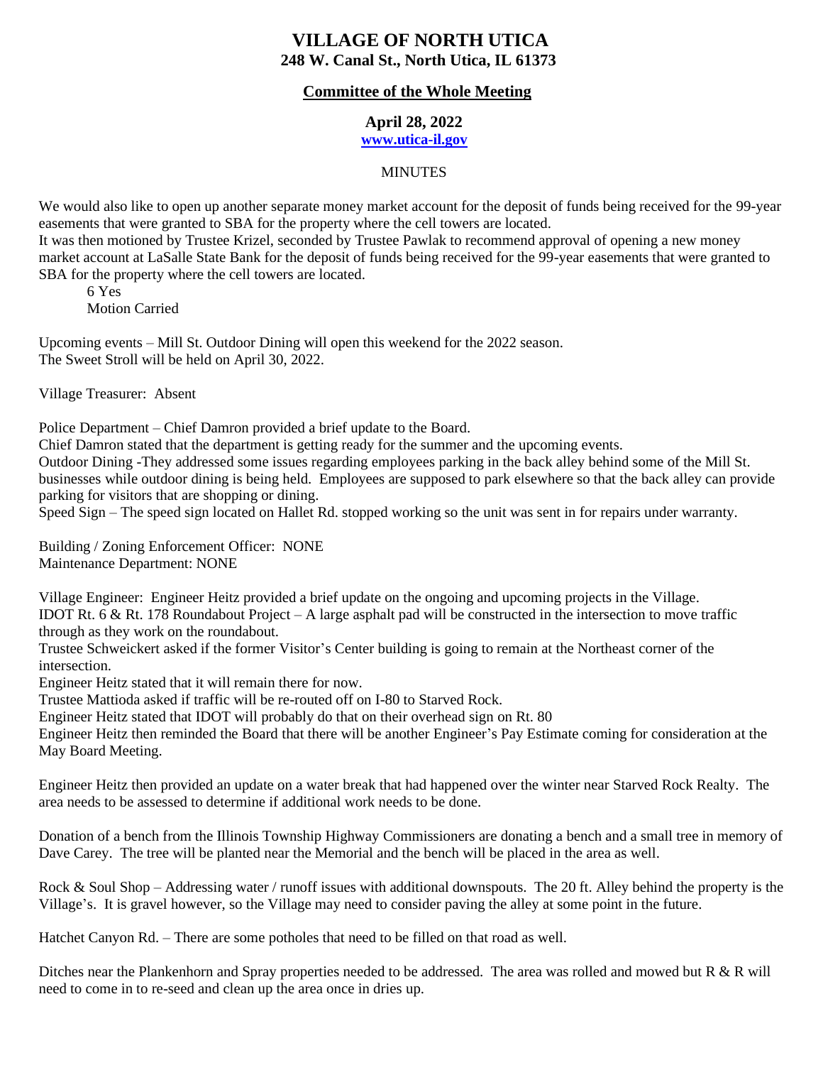# VILLAGE OF NORTH UTICA
**248 W. Canal St., North Utica, IL 61373**

**Committee of the Whole Meeting**

**April 28, 2022**
**www.utica-il.gov**

MINUTES

We would also like to open up another separate money market account for the deposit of funds being received for the 99-year easements that were granted to SBA for the property where the cell towers are located.
It was then motioned by Trustee Krizel, seconded by Trustee Pawlak to recommend approval of opening a new money market account at LaSalle State Bank for the deposit of funds being received for the 99-year easements that were granted to SBA for the property where the cell towers are located.

6 Yes
Motion Carried

Upcoming events – Mill St. Outdoor Dining will open this weekend for the 2022 season.
The Sweet Stroll will be held on April 30, 2022.

Village Treasurer: Absent

Police Department – Chief Damron provided a brief update to the Board.
Chief Damron stated that the department is getting ready for the summer and the upcoming events.
Outdoor Dining -They addressed some issues regarding employees parking in the back alley behind some of the Mill St. businesses while outdoor dining is being held. Employees are supposed to park elsewhere so that the back alley can provide parking for visitors that are shopping or dining.
Speed Sign – The speed sign located on Hallet Rd. stopped working so the unit was sent in for repairs under warranty.

Building / Zoning Enforcement Officer: NONE
Maintenance Department: NONE

Village Engineer: Engineer Heitz provided a brief update on the ongoing and upcoming projects in the Village.
IDOT Rt. 6 & Rt. 178 Roundabout Project – A large asphalt pad will be constructed in the intersection to move traffic through as they work on the roundabout.
Trustee Schweickert asked if the former Visitor's Center building is going to remain at the Northeast corner of the intersection.
Engineer Heitz stated that it will remain there for now.
Trustee Mattioda asked if traffic will be re-routed off on I-80 to Starved Rock.
Engineer Heitz stated that IDOT will probably do that on their overhead sign on Rt. 80
Engineer Heitz then reminded the Board that there will be another Engineer's Pay Estimate coming for consideration at the May Board Meeting.

Engineer Heitz then provided an update on a water break that had happened over the winter near Starved Rock Realty. The area needs to be assessed to determine if additional work needs to be done.

Donation of a bench from the Illinois Township Highway Commissioners are donating a bench and a small tree in memory of Dave Carey. The tree will be planted near the Memorial and the bench will be placed in the area as well.

Rock & Soul Shop – Addressing water / runoff issues with additional downspouts. The 20 ft. Alley behind the property is the Village's. It is gravel however, so the Village may need to consider paving the alley at some point in the future.

Hatchet Canyon Rd. – There are some potholes that need to be filled on that road as well.

Ditches near the Plankenhorn and Spray properties needed to be addressed. The area was rolled and mowed but R & R will need to come in to re-seed and clean up the area once in dries up.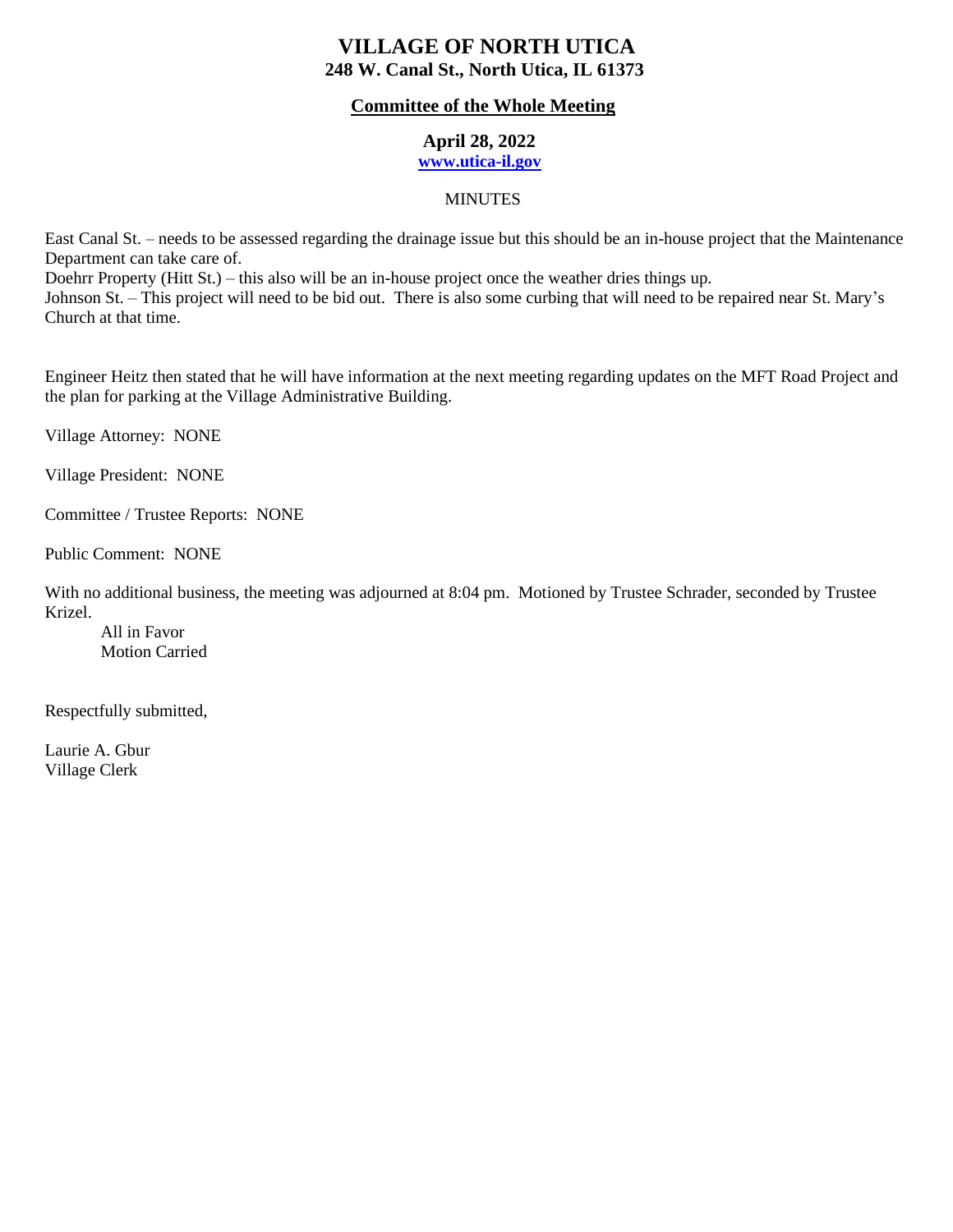# VILLAGE OF NORTH UTICA
## 248 W. Canal St., North Utica, IL 61373

### Committee of the Whole Meeting

**April 28, 2022**
**www.utica-il.gov**

MINUTES

East Canal St. – needs to be assessed regarding the drainage issue but this should be an in-house project that the Maintenance Department can take care of.
Doehrr Property (Hitt St.) – this also will be an in-house project once the weather dries things up.
Johnson St. – This project will need to be bid out. There is also some curbing that will need to be repaired near St. Mary's Church at that time.

Engineer Heitz then stated that he will have information at the next meeting regarding updates on the MFT Road Project and the plan for parking at the Village Administrative Building.

Village Attorney: NONE

Village President: NONE

Committee / Trustee Reports: NONE

Public Comment: NONE

With no additional business, the meeting was adjourned at 8:04 pm. Motioned by Trustee Schrader, seconded by Trustee Krizel.

All in Favor
Motion Carried

Respectfully submitted,

Laurie A. Gbur
Village Clerk